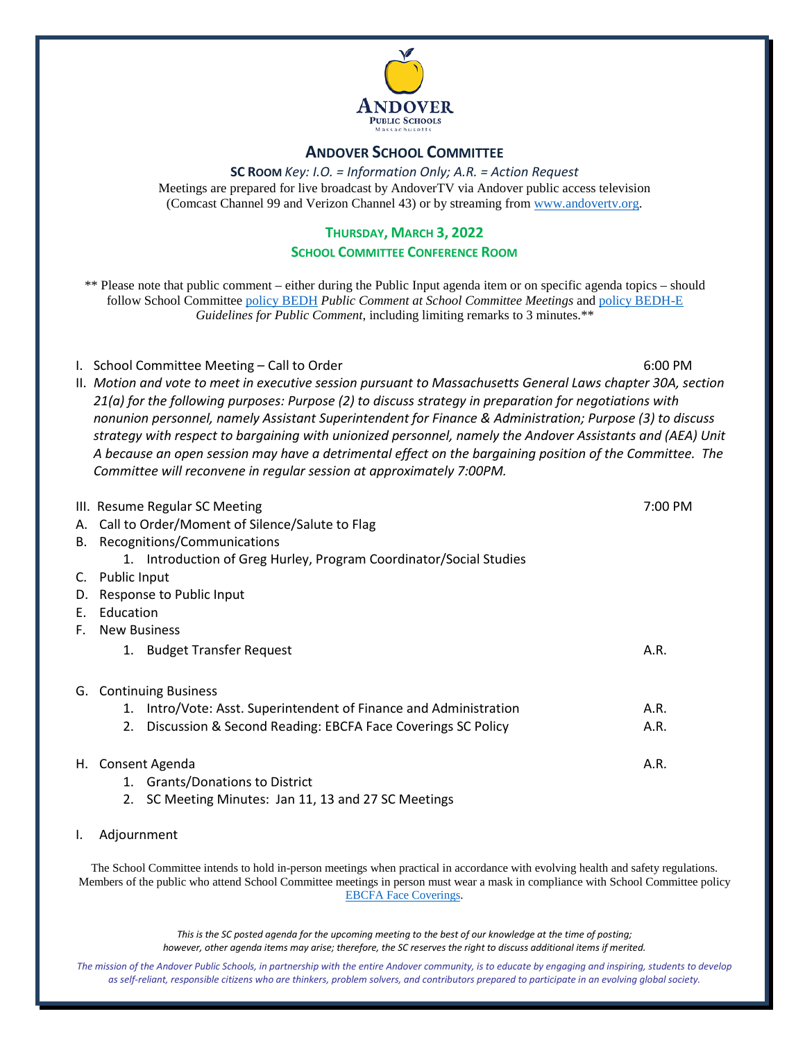**ANDOVER PUBLIC SCHOOLS**
Massachusetts

# ANDOVER SCHOOL COMMITTEE

**SC ROOM** *Key: I.O. = Information Only; A.R. = Action Request*
Meetings are prepared for live broadcast by AndoverTV via Andover public access television (Comcast Channel 99 and Verizon Channel 43) or by streaming from [www.andovertv.org](www.andovertv.org).

## THURSDAY, MARCH 3, 2022

### SCHOOL COMMITTEE CONFERENCE ROOM

\*\* Please note that public comment – either during the Public Input agenda item or on specific agenda topics – should follow School Committee policy BEDH *Public Comment at School Committee Meetings* and policy BEDH-E *Guidelines for Public Comment*, including limiting remarks to 3 minutes.\*\*

I. School Committee Meeting – Call to Order — 6:00 PM

II. *Motion and vote to meet in executive session pursuant to Massachusetts General Laws chapter 30A, section 21(a) for the following purposes: Purpose (2) to discuss strategy in preparation for negotiations with nonunion personnel, namely Assistant Superintendent for Finance & Administration; Purpose (3) to discuss strategy with respect to bargaining with unionized personnel, namely the Andover Assistants and (AEA) Unit A because an open session may have a detrimental effect on the bargaining position of the Committee. The Committee will reconvene in regular session at approximately 7:00PM.*

III. Resume Regular SC Meeting — 7:00 PM

A. Call to Order/Moment of Silence/Salute to Flag

B. Recognitions/Communications
   1. Introduction of Greg Hurley, Program Coordinator/Social Studies

C. Public Input

D. Response to Public Input

E. Education

F. New Business
   1. Budget Transfer Request — A.R.

G. Continuing Business
   1. Intro/Vote: Asst. Superintendent of Finance and Administration — A.R.
   2. Discussion & Second Reading: EBCFA Face Coverings SC Policy — A.R.

H. Consent Agenda — A.R.
   1. Grants/Donations to District
   2. SC Meeting Minutes: Jan 11, 13 and 27 SC Meetings

I. Adjournment

The School Committee intends to hold in-person meetings when practical in accordance with evolving health and safety regulations. Members of the public who attend School Committee meetings in person must wear a mask in compliance with School Committee policy EBCFA Face Coverings.

*This is the SC posted agenda for the upcoming meeting to the best of our knowledge at the time of posting; however, other agenda items may arise; therefore, the SC reserves the right to discuss additional items if merited.*

*The mission of the Andover Public Schools, in partnership with the entire Andover community, is to educate by engaging and inspiring, students to develop as self-reliant, responsible citizens who are thinkers, problem solvers, and contributors prepared to participate in an evolving global society.*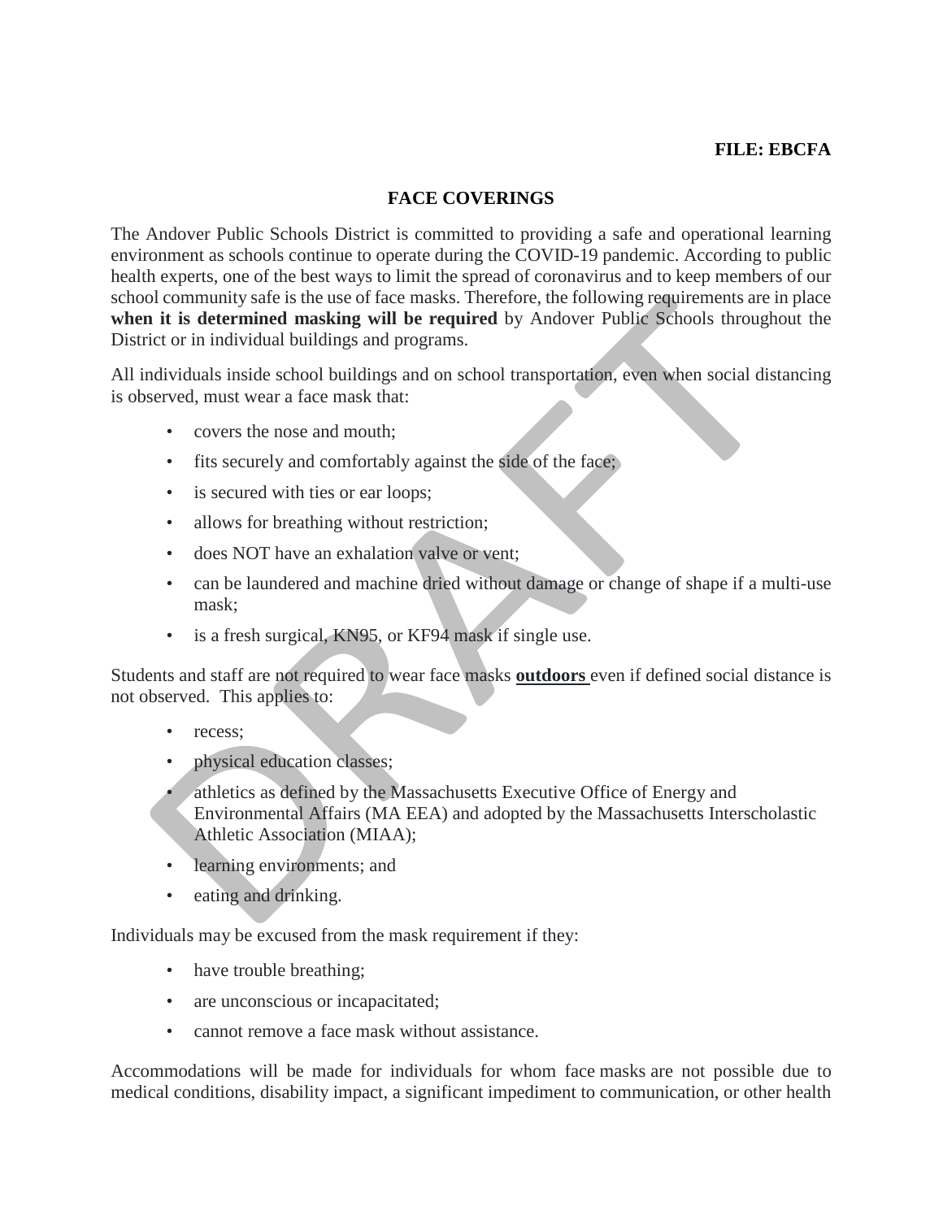**FILE: EBCFA**

## FACE COVERINGS

The Andover Public Schools District is committed to providing a safe and operational learning environment as schools continue to operate during the COVID-19 pandemic. According to public health experts, one of the best ways to limit the spread of coronavirus and to keep members of our school community safe is the use of face masks. Therefore, the following requirements are in place **when it is determined masking will be required** by Andover Public Schools throughout the District or in individual buildings and programs.

All individuals inside school buildings and on school transportation, even when social distancing is observed, must wear a face mask that:

- covers the nose and mouth;
- fits securely and comfortably against the side of the face;
- is secured with ties or ear loops;
- allows for breathing without restriction;
- does NOT have an exhalation valve or vent;
- can be laundered and machine dried without damage or change of shape if a multi-use mask;
- is a fresh surgical, KN95, or KF94 mask if single use.

Students and staff are not required to wear face masks **outdoors** even if defined social distance is not observed. This applies to:

- recess;
- physical education classes;
- athletics as defined by the Massachusetts Executive Office of Energy and Environmental Affairs (MA EEA) and adopted by the Massachusetts Interscholastic Athletic Association (MIAA);
- learning environments; and
- eating and drinking.

Individuals may be excused from the mask requirement if they:

- have trouble breathing;
- are unconscious or incapacitated;
- cannot remove a face mask without assistance.

Accommodations will be made for individuals for whom face masks are not possible due to medical conditions, disability impact, a significant impediment to communication, or other health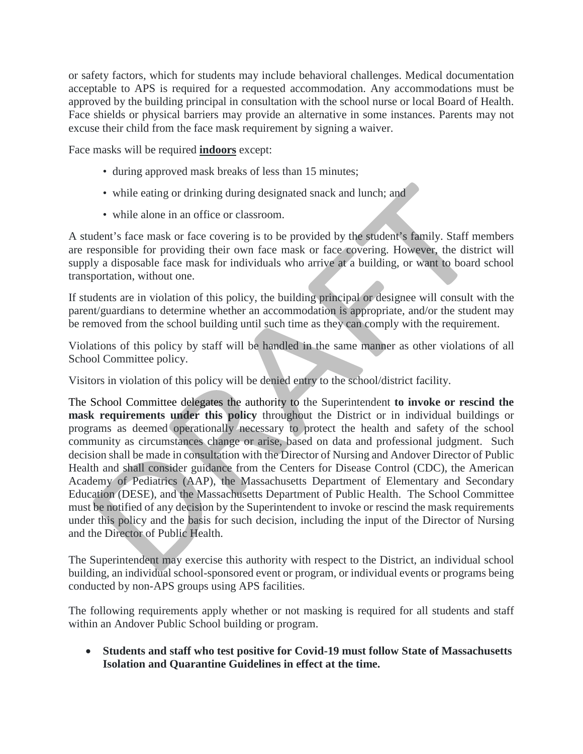or safety factors, which for students may include behavioral challenges. Medical documentation acceptable to APS is required for a requested accommodation. Any accommodations must be approved by the building principal in consultation with the school nurse or local Board of Health. Face shields or physical barriers may provide an alternative in some instances. Parents may not excuse their child from the face mask requirement by signing a waiver.

Face masks will be required **indoors** except:

- during approved mask breaks of less than 15 minutes;
- while eating or drinking during designated snack and lunch; and
- while alone in an office or classroom.

A student's face mask or face covering is to be provided by the student's family. Staff members are responsible for providing their own face mask or face covering. However, the district will supply a disposable face mask for individuals who arrive at a building, or want to board school transportation, without one.

If students are in violation of this policy, the building principal or designee will consult with the parent/guardians to determine whether an accommodation is appropriate, and/or the student may be removed from the school building until such time as they can comply with the requirement.

Violations of this policy by staff will be handled in the same manner as other violations of all School Committee policy.

Visitors in violation of this policy will be denied entry to the school/district facility.

The School Committee delegates the authority to the Superintendent **to invoke or rescind the mask requirements under this policy** throughout the District or in individual buildings or programs as deemed operationally necessary to protect the health and safety of the school community as circumstances change or arise, based on data and professional judgment. Such decision shall be made in consultation with the Director of Nursing and Andover Director of Public Health and shall consider guidance from the Centers for Disease Control (CDC), the American Academy of Pediatrics (AAP), the Massachusetts Department of Elementary and Secondary Education (DESE), and the Massachusetts Department of Public Health. The School Committee must be notified of any decision by the Superintendent to invoke or rescind the mask requirements under this policy and the basis for such decision, including the input of the Director of Nursing and the Director of Public Health.

The Superintendent may exercise this authority with respect to the District, an individual school building, an individual school-sponsored event or program, or individual events or programs being conducted by non-APS groups using APS facilities.

The following requirements apply whether or not masking is required for all students and staff within an Andover Public School building or program.

- **Students and staff who test positive for Covid-19 must follow State of Massachusetts Isolation and Quarantine Guidelines in effect at the time.**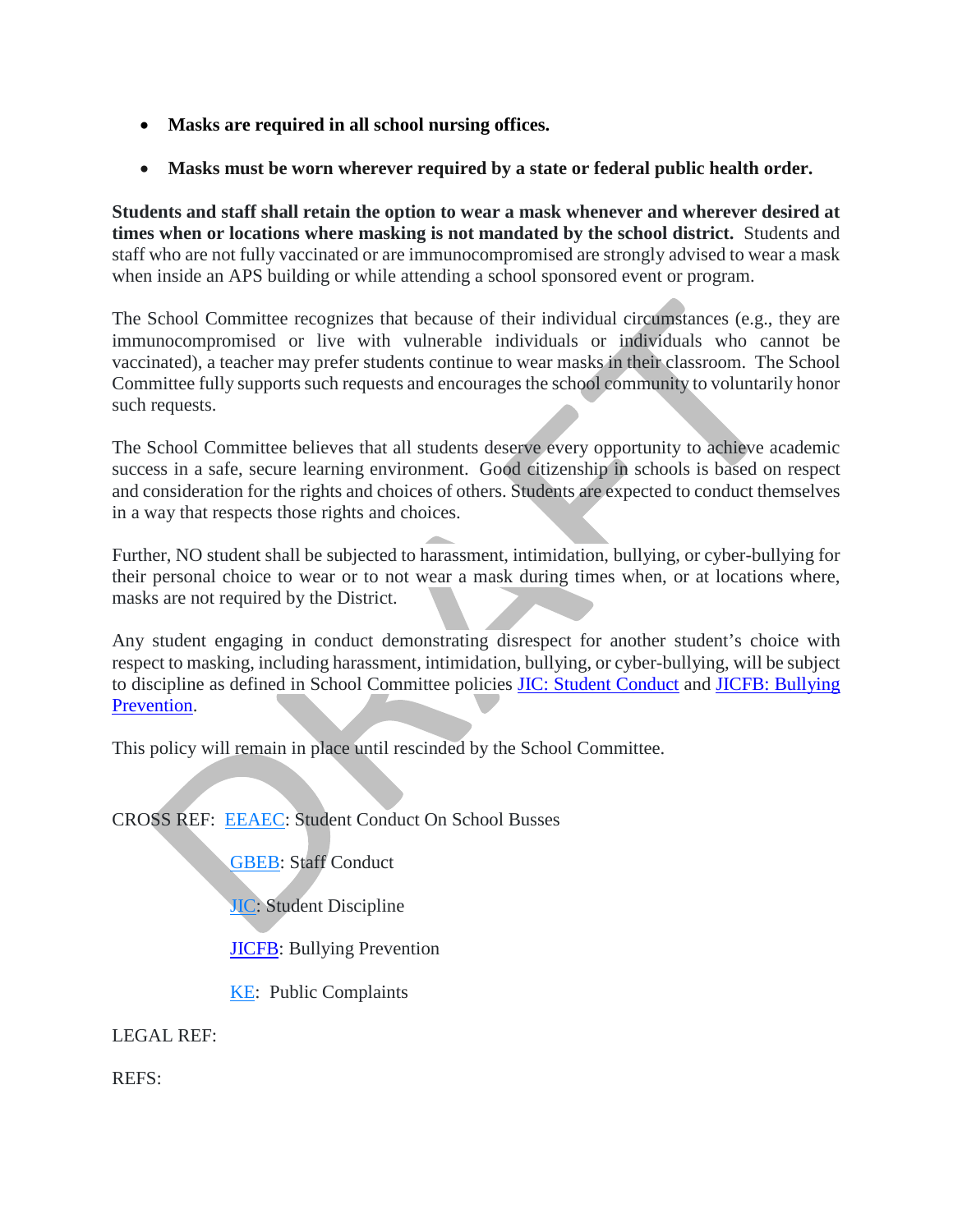- **Masks are required in all school nursing offices.**
- **Masks must be worn wherever required by a state or federal public health order.**

**Students and staff shall retain the option to wear a mask whenever and wherever desired at times when or locations where masking is not mandated by the school district.** Students and staff who are not fully vaccinated or are immunocompromised are strongly advised to wear a mask when inside an APS building or while attending a school sponsored event or program.

The School Committee recognizes that because of their individual circumstances (e.g., they are immunocompromised or live with vulnerable individuals or individuals who cannot be vaccinated), a teacher may prefer students continue to wear masks in their classroom. The School Committee fully supports such requests and encourages the school community to voluntarily honor such requests.

The School Committee believes that all students deserve every opportunity to achieve academic success in a safe, secure learning environment. Good citizenship in schools is based on respect and consideration for the rights and choices of others. Students are expected to conduct themselves in a way that respects those rights and choices.

Further, NO student shall be subjected to harassment, intimidation, bullying, or cyber-bullying for their personal choice to wear or to not wear a mask during times when, or at locations where, masks are not required by the District.

Any student engaging in conduct demonstrating disrespect for another student's choice with respect to masking, including harassment, intimidation, bullying, or cyber-bullying, will be subject to discipline as defined in School Committee policies JIC: Student Conduct and JICFB: Bullying Prevention.

This policy will remain in place until rescinded by the School Committee.

CROSS REF: EEAEC: Student Conduct On School Busses

GBEB: Staff Conduct

JIC: Student Discipline

JICFB: Bullying Prevention

KE: Public Complaints

LEGAL REF:

REFS: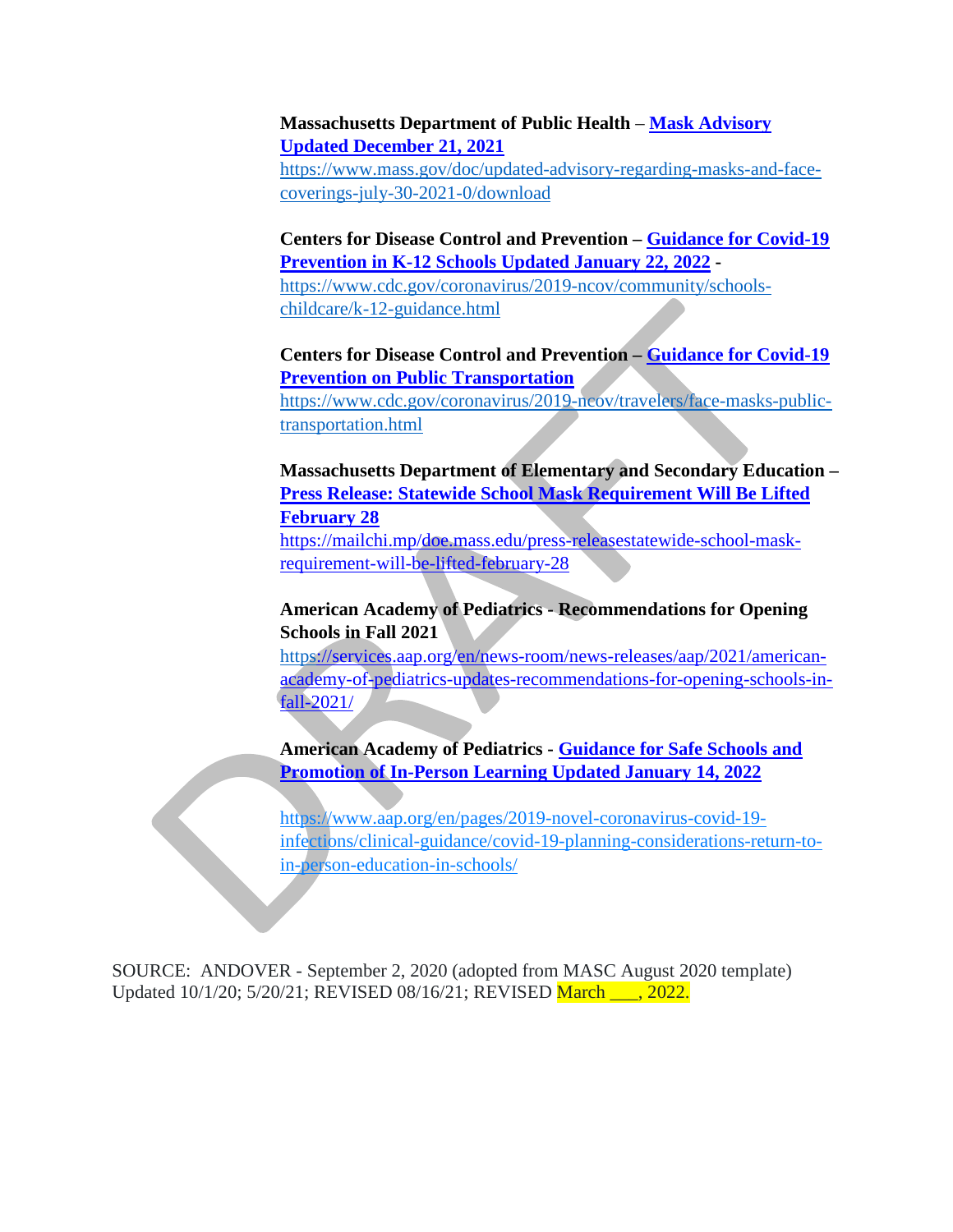**Massachusetts Department of Public Health** – **[Mask Advisory Updated December 21, 2021](https://www.mass.gov/doc/updated-advisory-regarding-masks-and-face-coverings-july-30-2021-0/download)**
https://www.mass.gov/doc/updated-advisory-regarding-masks-and-face-coverings-july-30-2021-0/download

**Centers for Disease Control and Prevention – [Guidance for Covid-19 Prevention in K-12 Schools Updated January 22, 2022](https://www.cdc.gov/coronavirus/2019-ncov/community/schools-childcare/k-12-guidance.html) -**
https://www.cdc.gov/coronavirus/2019-ncov/community/schools-childcare/k-12-guidance.html

**Centers for Disease Control and Prevention – [Guidance for Covid-19 Prevention on Public Transportation](https://www.cdc.gov/coronavirus/2019-ncov/travelers/face-masks-public-transportation.html)**
https://www.cdc.gov/coronavirus/2019-ncov/travelers/face-masks-public-transportation.html

**Massachusetts Department of Elementary and Secondary Education – [Press Release: Statewide School Mask Requirement Will Be Lifted February 28](https://mailchi.mp/doe.mass.edu/press-releasestatewide-school-mask-requirement-will-be-lifted-february-28)**
https://mailchi.mp/doe.mass.edu/press-releasestatewide-school-mask-requirement-will-be-lifted-february-28

**American Academy of Pediatrics - Recommendations for Opening Schools in Fall 2021**
https://services.aap.org/en/news-room/news-releases/aap/2021/american-academy-of-pediatrics-updates-recommendations-for-opening-schools-in-fall-2021/

**American Academy of Pediatrics - [Guidance for Safe Schools and Promotion of In-Person Learning Updated January 14, 2022](https://www.aap.org/en/pages/2019-novel-coronavirus-covid-19-infections/clinical-guidance/covid-19-planning-considerations-return-to-in-person-education-in-schools/)**

https://www.aap.org/en/pages/2019-novel-coronavirus-covid-19-infections/clinical-guidance/covid-19-planning-considerations-return-to-in-person-education-in-schools/

SOURCE: ANDOVER - September 2, 2020 (adopted from MASC August 2020 template)
Updated 10/1/20; 5/20/21; REVISED 08/16/21; REVISED March ___, 2022.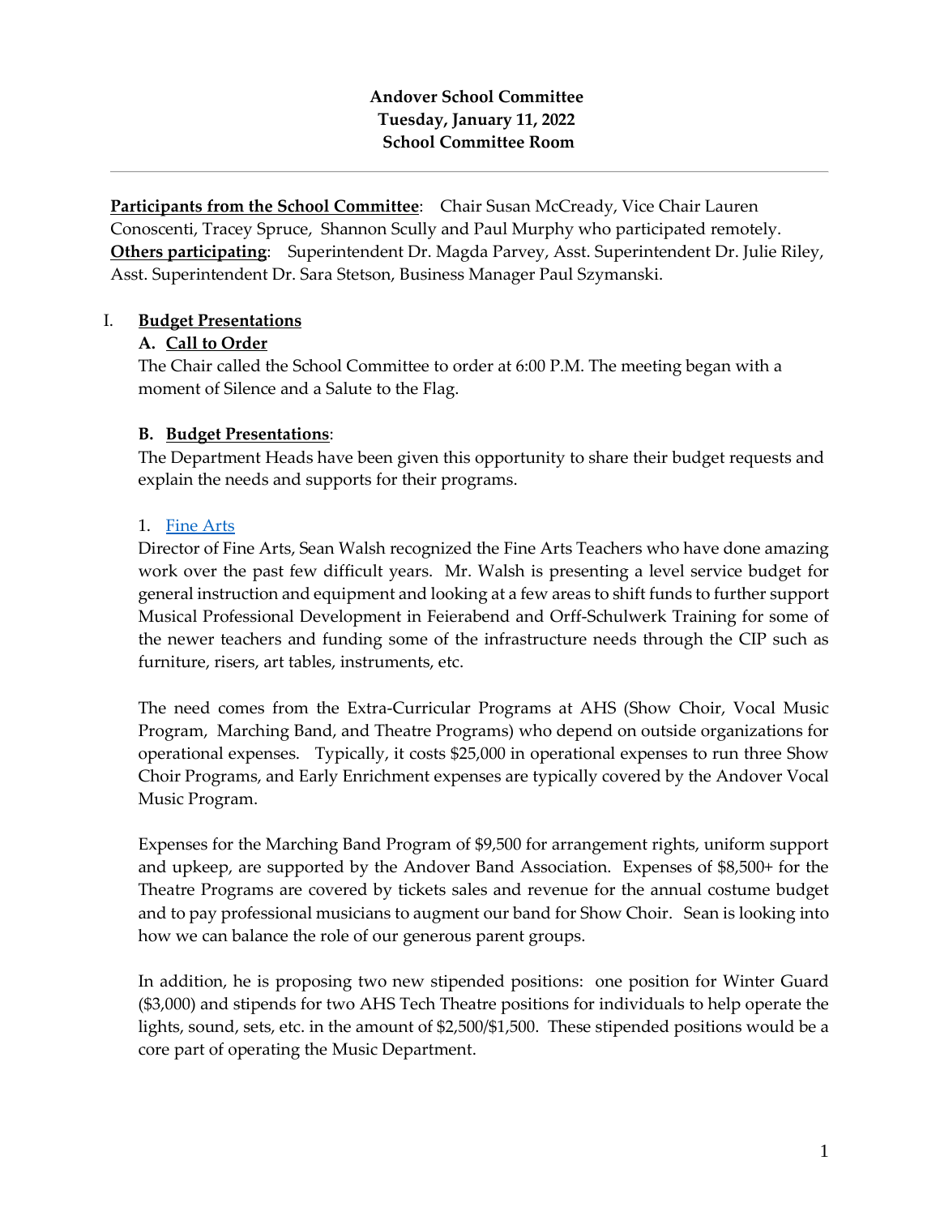**Andover School Committee**
**Tuesday, January 11, 2022**
**School Committee Room**

---

**Participants from the School Committee**: Chair Susan McCready, Vice Chair Lauren Conoscenti, Tracey Spruce, Shannon Scully and Paul Murphy who participated remotely.
**Others participating**: Superintendent Dr. Magda Parvey, Asst. Superintendent Dr. Julie Riley, Asst. Superintendent Dr. Sara Stetson, Business Manager Paul Szymanski.

I. **Budget Presentations**

**A. Call to Order**

The Chair called the School Committee to order at 6:00 P.M. The meeting began with a moment of Silence and a Salute to the Flag.

**B. Budget Presentations**:

The Department Heads have been given this opportunity to share their budget requests and explain the needs and supports for their programs.

1. Fine Arts

Director of Fine Arts, Sean Walsh recognized the Fine Arts Teachers who have done amazing work over the past few difficult years. Mr. Walsh is presenting a level service budget for general instruction and equipment and looking at a few areas to shift funds to further support Musical Professional Development in Feierabend and Orff-Schulwerk Training for some of the newer teachers and funding some of the infrastructure needs through the CIP such as furniture, risers, art tables, instruments, etc.

The need comes from the Extra-Curricular Programs at AHS (Show Choir, Vocal Music Program, Marching Band, and Theatre Programs) who depend on outside organizations for operational expenses. Typically, it costs $25,000 in operational expenses to run three Show Choir Programs, and Early Enrichment expenses are typically covered by the Andover Vocal Music Program.

Expenses for the Marching Band Program of $9,500 for arrangement rights, uniform support and upkeep, are supported by the Andover Band Association. Expenses of $8,500+ for the Theatre Programs are covered by tickets sales and revenue for the annual costume budget and to pay professional musicians to augment our band for Show Choir. Sean is looking into how we can balance the role of our generous parent groups.

In addition, he is proposing two new stipended positions: one position for Winter Guard ($3,000) and stipends for two AHS Tech Theatre positions for individuals to help operate the lights, sound, sets, etc. in the amount of $2,500/$1,500. These stipended positions would be a core part of operating the Music Department.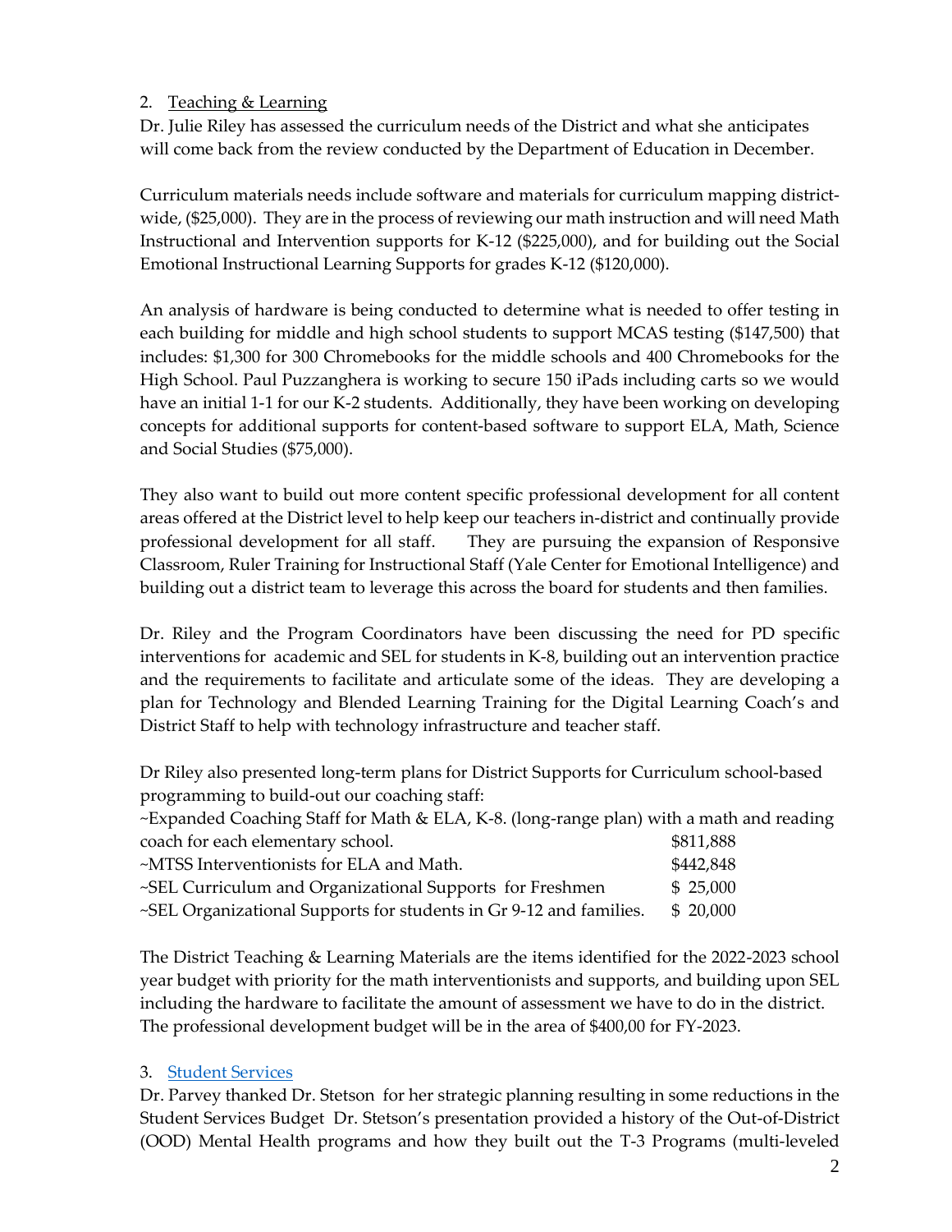2. Teaching & Learning

Dr. Julie Riley has assessed the curriculum needs of the District and what she anticipates will come back from the review conducted by the Department of Education in December.

Curriculum materials needs include software and materials for curriculum mapping district-wide, ($25,000). They are in the process of reviewing our math instruction and will need Math Instructional and Intervention supports for K-12 ($225,000), and for building out the Social Emotional Instructional Learning Supports for grades K-12 ($120,000).

An analysis of hardware is being conducted to determine what is needed to offer testing in each building for middle and high school students to support MCAS testing ($147,500) that includes: $1,300 for 300 Chromebooks for the middle schools and 400 Chromebooks for the High School. Paul Puzzanghera is working to secure 150 iPads including carts so we would have an initial 1-1 for our K-2 students. Additionally, they have been working on developing concepts for additional supports for content-based software to support ELA, Math, Science and Social Studies ($75,000).

They also want to build out more content specific professional development for all content areas offered at the District level to help keep our teachers in-district and continually provide professional development for all staff. They are pursuing the expansion of Responsive Classroom, Ruler Training for Instructional Staff (Yale Center for Emotional Intelligence) and building out a district team to leverage this across the board for students and then families.

Dr. Riley and the Program Coordinators have been discussing the need for PD specific interventions for academic and SEL for students in K-8, building out an intervention practice and the requirements to facilitate and articulate some of the ideas. They are developing a plan for Technology and Blended Learning Training for the Digital Learning Coach's and District Staff to help with technology infrastructure and teacher staff.

Dr Riley also presented long-term plans for District Supports for Curriculum school-based programming to build-out our coaching staff:

| | |
|---|---|
| ~Expanded Coaching Staff for Math & ELA, K-8. (long-range plan) with a math and reading coach for each elementary school. | $811,888 |
| ~MTSS Interventionists for ELA and Math. | $442,848 |
| ~SEL Curriculum and Organizational Supports for Freshmen | $ 25,000 |
| ~SEL Organizational Supports for students in Gr 9-12 and families. | $ 20,000 |

The District Teaching & Learning Materials are the items identified for the 2022-2023 school year budget with priority for the math interventionists and supports, and building upon SEL including the hardware to facilitate the amount of assessment we have to do in the district. The professional development budget will be in the area of $400,00 for FY-2023.

3. Student Services

Dr. Parvey thanked Dr. Stetson for her strategic planning resulting in some reductions in the Student Services Budget Dr. Stetson's presentation provided a history of the Out-of-District (OOD) Mental Health programs and how they built out the T-3 Programs (multi-leveled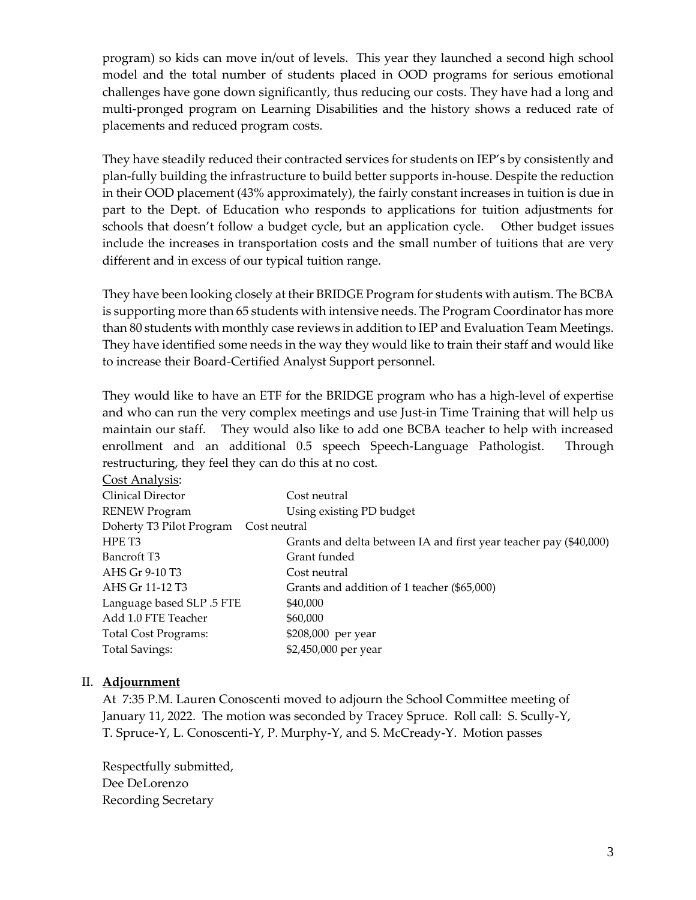program) so kids can move in/out of levels. This year they launched a second high school model and the total number of students placed in OOD programs for serious emotional challenges have gone down significantly, thus reducing our costs. They have had a long and multi-pronged program on Learning Disabilities and the history shows a reduced rate of placements and reduced program costs.

They have steadily reduced their contracted services for students on IEP's by consistently and plan-fully building the infrastructure to build better supports in-house. Despite the reduction in their OOD placement (43% approximately), the fairly constant increases in tuition is due in part to the Dept. of Education who responds to applications for tuition adjustments for schools that doesn't follow a budget cycle, but an application cycle. Other budget issues include the increases in transportation costs and the small number of tuitions that are very different and in excess of our typical tuition range.

They have been looking closely at their BRIDGE Program for students with autism. The BCBA is supporting more than 65 students with intensive needs. The Program Coordinator has more than 80 students with monthly case reviews in addition to IEP and Evaluation Team Meetings. They have identified some needs in the way they would like to train their staff and would like to increase their Board-Certified Analyst Support personnel.

They would like to have an ETF for the BRIDGE program who has a high-level of expertise and who can run the very complex meetings and use Just-in Time Training that will help us maintain our staff. They would also like to add one BCBA teacher to help with increased enrollment and an additional 0.5 speech Speech-Language Pathologist. Through restructuring, they feel they can do this at no cost.

<u>Cost Analysis</u>:

| | |
|---|---|
| Clinical Director | Cost neutral |
| RENEW Program | Using existing PD budget |
| Doherty T3 Pilot Program | Cost neutral |
| HPE T3 | Grants and delta between IA and first year teacher pay ($40,000) |
| Bancroft T3 | Grant funded |
| AHS Gr 9-10 T3 | Cost neutral |
| AHS Gr 11-12 T3 | Grants and addition of 1 teacher ($65,000) |
| Language based SLP .5 FTE | $40,000 |
| Add 1.0 FTE Teacher | $60,000 |
| Total Cost Programs: | $208,000 per year |
| Total Savings: | $2,450,000 per year |

II. **<u>Adjournment</u>**

At 7:35 P.M. Lauren Conoscenti moved to adjourn the School Committee meeting of January 11, 2022. The motion was seconded by Tracey Spruce. Roll call: S. Scully-Y, T. Spruce-Y, L. Conoscenti-Y, P. Murphy-Y, and S. McCready-Y. Motion passes

Respectfully submitted,
Dee DeLorenzo
Recording Secretary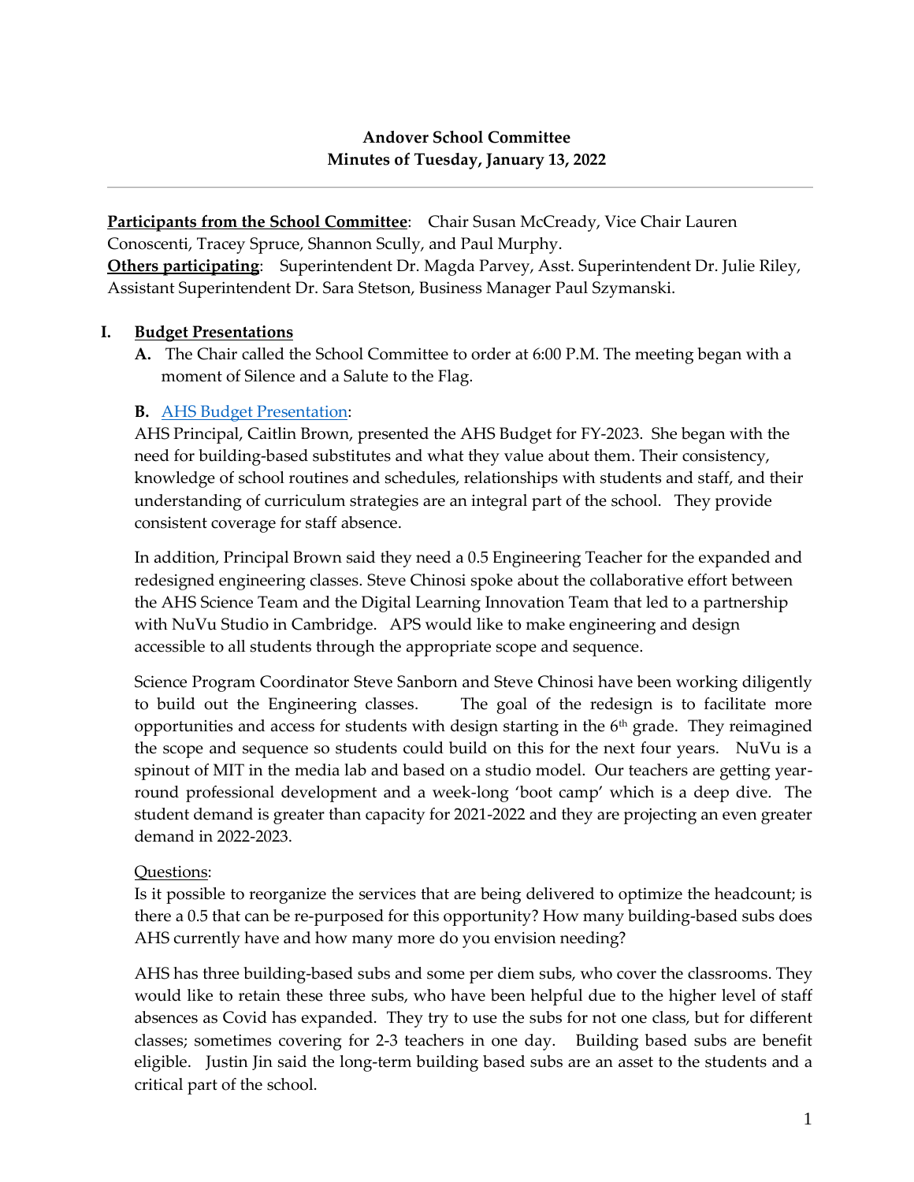**Andover School Committee**
**Minutes of Tuesday, January 13, 2022**

---

**Participants from the School Committee**: Chair Susan McCready, Vice Chair Lauren Conoscenti, Tracey Spruce, Shannon Scully, and Paul Murphy.
**Others participating**: Superintendent Dr. Magda Parvey, Asst. Superintendent Dr. Julie Riley, Assistant Superintendent Dr. Sara Stetson, Business Manager Paul Szymanski.

## I. Budget Presentations

**A.** The Chair called the School Committee to order at 6:00 P.M. The meeting began with a moment of Silence and a Salute to the Flag.

**B.** AHS Budget Presentation:

AHS Principal, Caitlin Brown, presented the AHS Budget for FY-2023. She began with the need for building-based substitutes and what they value about them. Their consistency, knowledge of school routines and schedules, relationships with students and staff, and their understanding of curriculum strategies are an integral part of the school. They provide consistent coverage for staff absence.

In addition, Principal Brown said they need a 0.5 Engineering Teacher for the expanded and redesigned engineering classes. Steve Chinosi spoke about the collaborative effort between the AHS Science Team and the Digital Learning Innovation Team that led to a partnership with NuVu Studio in Cambridge. APS would like to make engineering and design accessible to all students through the appropriate scope and sequence.

Science Program Coordinator Steve Sanborn and Steve Chinosi have been working diligently to build out the Engineering classes. The goal of the redesign is to facilitate more opportunities and access for students with design starting in the 6th grade. They reimagined the scope and sequence so students could build on this for the next four years. NuVu is a spinout of MIT in the media lab and based on a studio model. Our teachers are getting year-round professional development and a week-long 'boot camp' which is a deep dive. The student demand is greater than capacity for 2021-2022 and they are projecting an even greater demand in 2022-2023.

Questions:

Is it possible to reorganize the services that are being delivered to optimize the headcount; is there a 0.5 that can be re-purposed for this opportunity? How many building-based subs does AHS currently have and how many more do you envision needing?

AHS has three building-based subs and some per diem subs, who cover the classrooms. They would like to retain these three subs, who have been helpful due to the higher level of staff absences as Covid has expanded. They try to use the subs for not one class, but for different classes; sometimes covering for 2-3 teachers in one day. Building based subs are benefit eligible. Justin Jin said the long-term building based subs are an asset to the students and a critical part of the school.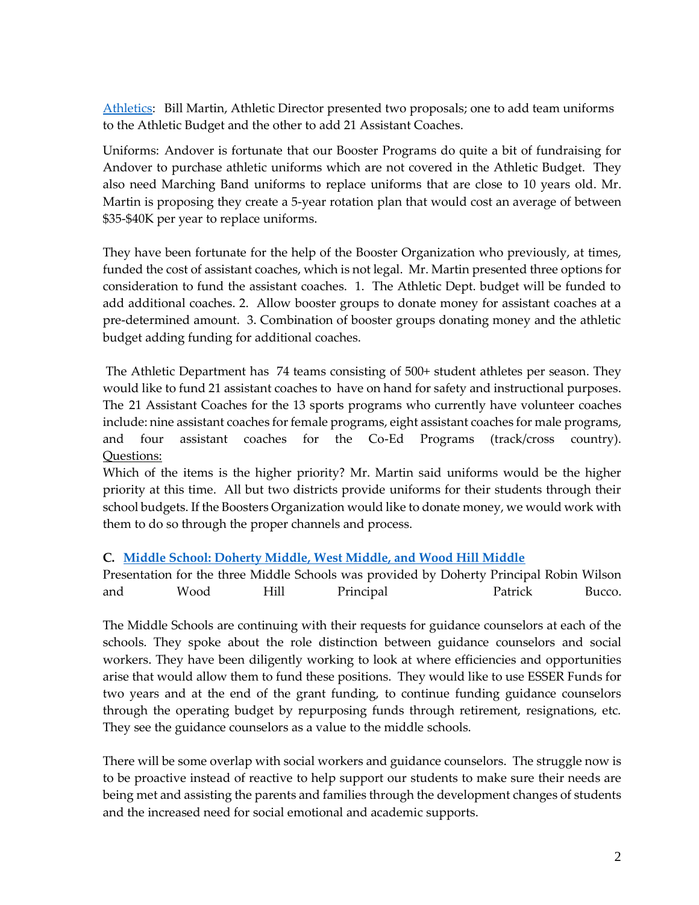Athletics: Bill Martin, Athletic Director presented two proposals; one to add team uniforms to the Athletic Budget and the other to add 21 Assistant Coaches.

Uniforms: Andover is fortunate that our Booster Programs do quite a bit of fundraising for Andover to purchase athletic uniforms which are not covered in the Athletic Budget. They also need Marching Band uniforms to replace uniforms that are close to 10 years old. Mr. Martin is proposing they create a 5-year rotation plan that would cost an average of between $35-$40K per year to replace uniforms.

They have been fortunate for the help of the Booster Organization who previously, at times, funded the cost of assistant coaches, which is not legal. Mr. Martin presented three options for consideration to fund the assistant coaches. 1. The Athletic Dept. budget will be funded to add additional coaches. 2. Allow booster groups to donate money for assistant coaches at a pre-determined amount. 3. Combination of booster groups donating money and the athletic budget adding funding for additional coaches.

The Athletic Department has 74 teams consisting of 500+ student athletes per season. They would like to fund 21 assistant coaches to have on hand for safety and instructional purposes. The 21 Assistant Coaches for the 13 sports programs who currently have volunteer coaches include: nine assistant coaches for female programs, eight assistant coaches for male programs, and four assistant coaches for the Co-Ed Programs (track/cross country).

Questions:

Which of the items is the higher priority? Mr. Martin said uniforms would be the higher priority at this time. All but two districts provide uniforms for their students through their school budgets. If the Boosters Organization would like to donate money, we would work with them to do so through the proper channels and process.

**C. Middle School: Doherty Middle, West Middle, and Wood Hill Middle**

Presentation for the three Middle Schools was provided by Doherty Principal Robin Wilson and Wood Hill Principal Patrick Bucco.

The Middle Schools are continuing with their requests for guidance counselors at each of the schools. They spoke about the role distinction between guidance counselors and social workers. They have been diligently working to look at where efficiencies and opportunities arise that would allow them to fund these positions. They would like to use ESSER Funds for two years and at the end of the grant funding, to continue funding guidance counselors through the operating budget by repurposing funds through retirement, resignations, etc. They see the guidance counselors as a value to the middle schools.

There will be some overlap with social workers and guidance counselors. The struggle now is to be proactive instead of reactive to help support our students to make sure their needs are being met and assisting the parents and families through the development changes of students and the increased need for social emotional and academic supports.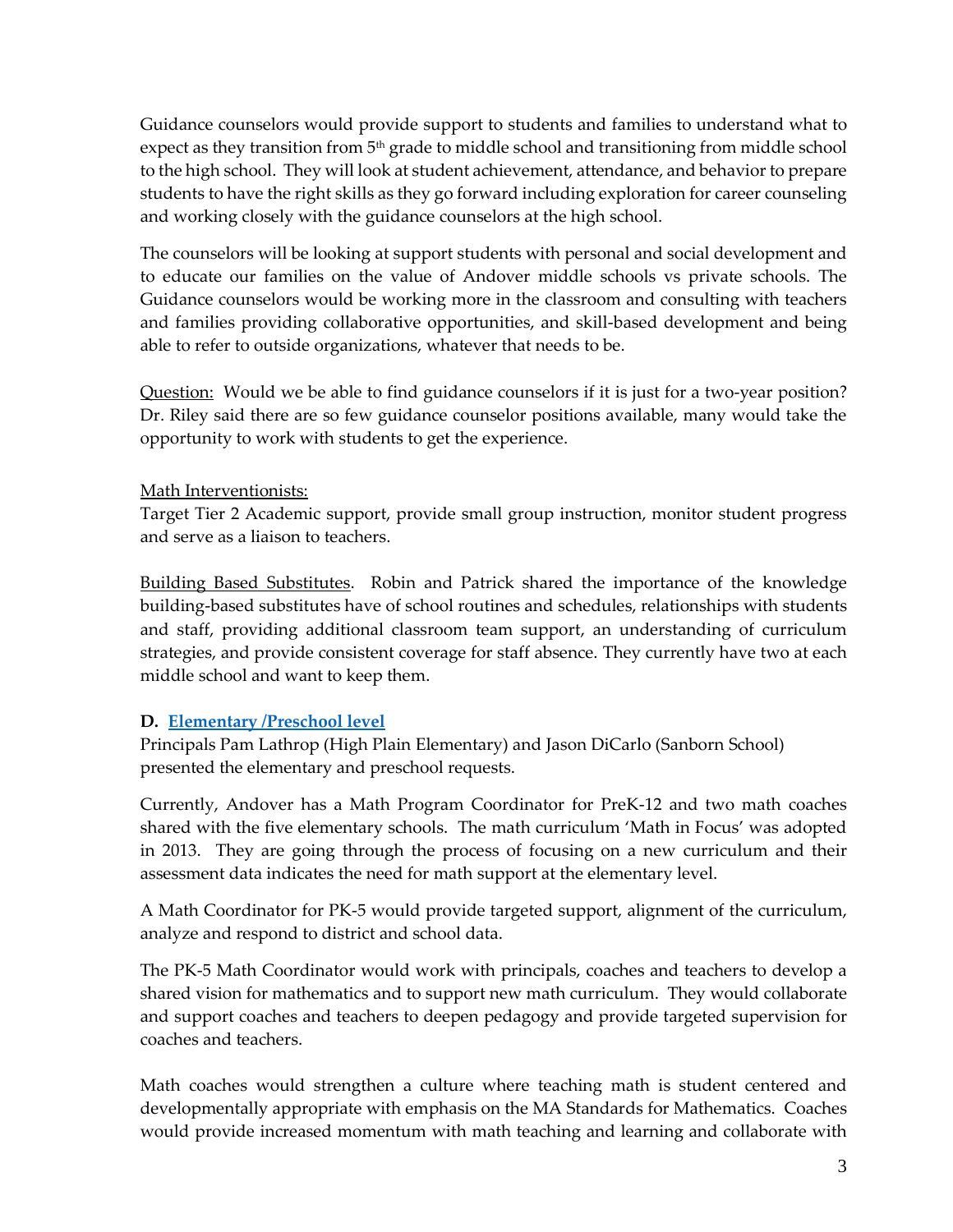Guidance counselors would provide support to students and families to understand what to expect as they transition from 5th grade to middle school and transitioning from middle school to the high school. They will look at student achievement, attendance, and behavior to prepare students to have the right skills as they go forward including exploration for career counseling and working closely with the guidance counselors at the high school.

The counselors will be looking at support students with personal and social development and to educate our families on the value of Andover middle schools vs private schools. The Guidance counselors would be working more in the classroom and consulting with teachers and families providing collaborative opportunities, and skill-based development and being able to refer to outside organizations, whatever that needs to be.

<u>Question:</u> Would we be able to find guidance counselors if it is just for a two-year position? Dr. Riley said there are so few guidance counselor positions available, many would take the opportunity to work with students to get the experience.

<u>Math Interventionists:</u>
Target Tier 2 Academic support, provide small group instruction, monitor student progress and serve as a liaison to teachers.

<u>Building Based Substitutes</u>. Robin and Patrick shared the importance of the knowledge building-based substitutes have of school routines and schedules, relationships with students and staff, providing additional classroom team support, an understanding of curriculum strategies, and provide consistent coverage for staff absence. They currently have two at each middle school and want to keep them.

**D. Elementary /Preschool level**
Principals Pam Lathrop (High Plain Elementary) and Jason DiCarlo (Sanborn School) presented the elementary and preschool requests.

Currently, Andover has a Math Program Coordinator for PreK-12 and two math coaches shared with the five elementary schools. The math curriculum 'Math in Focus' was adopted in 2013. They are going through the process of focusing on a new curriculum and their assessment data indicates the need for math support at the elementary level.

A Math Coordinator for PK-5 would provide targeted support, alignment of the curriculum, analyze and respond to district and school data.

The PK-5 Math Coordinator would work with principals, coaches and teachers to develop a shared vision for mathematics and to support new math curriculum. They would collaborate and support coaches and teachers to deepen pedagogy and provide targeted supervision for coaches and teachers.

Math coaches would strengthen a culture where teaching math is student centered and developmentally appropriate with emphasis on the MA Standards for Mathematics. Coaches would provide increased momentum with math teaching and learning and collaborate with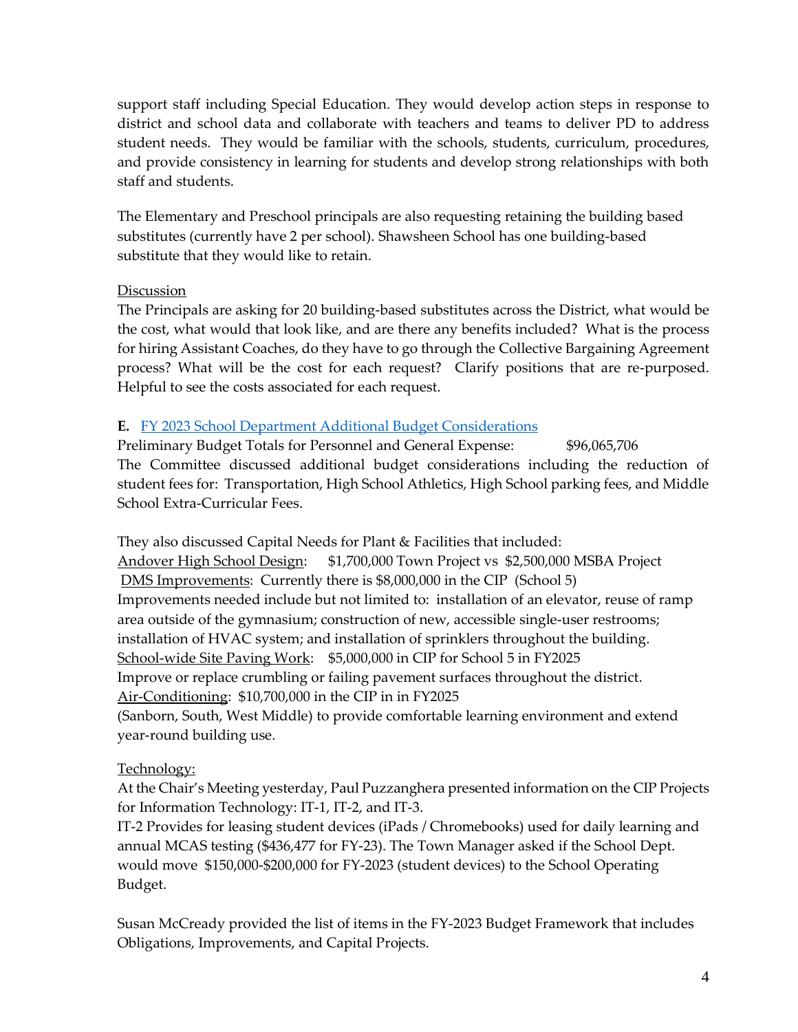support staff including Special Education. They would develop action steps in response to district and school data and collaborate with teachers and teams to deliver PD to address student needs. They would be familiar with the schools, students, curriculum, procedures, and provide consistency in learning for students and develop strong relationships with both staff and students.

The Elementary and Preschool principals are also requesting retaining the building based substitutes (currently have 2 per school). Shawsheen School has one building-based substitute that they would like to retain.

Discussion

The Principals are asking for 20 building-based substitutes across the District, what would be the cost, what would that look like, and are there any benefits included? What is the process for hiring Assistant Coaches, do they have to go through the Collective Bargaining Agreement process? What will be the cost for each request? Clarify positions that are re-purposed. Helpful to see the costs associated for each request.

**E.** FY 2023 School Department Additional Budget Considerations

Preliminary Budget Totals for Personnel and General Expense: $96,065,706

The Committee discussed additional budget considerations including the reduction of student fees for: Transportation, High School Athletics, High School parking fees, and Middle School Extra-Curricular Fees.

They also discussed Capital Needs for Plant & Facilities that included:

Andover High School Design: $1,700,000 Town Project vs $2,500,000 MSBA Project

DMS Improvements: Currently there is $8,000,000 in the CIP (School 5)

Improvements needed include but not limited to: installation of an elevator, reuse of ramp area outside of the gymnasium; construction of new, accessible single-user restrooms; installation of HVAC system; and installation of sprinklers throughout the building.

School-wide Site Paving Work: $5,000,000 in CIP for School 5 in FY2025

Improve or replace crumbling or failing pavement surfaces throughout the district.

Air-Conditioning: $10,700,000 in the CIP in in FY2025

(Sanborn, South, West Middle) to provide comfortable learning environment and extend year-round building use.

Technology:

At the Chair's Meeting yesterday, Paul Puzzanghera presented information on the CIP Projects for Information Technology: IT-1, IT-2, and IT-3.

IT-2 Provides for leasing student devices (iPads / Chromebooks) used for daily learning and annual MCAS testing ($436,477 for FY-23). The Town Manager asked if the School Dept. would move $150,000-$200,000 for FY-2023 (student devices) to the School Operating Budget.

Susan McCready provided the list of items in the FY-2023 Budget Framework that includes Obligations, Improvements, and Capital Projects.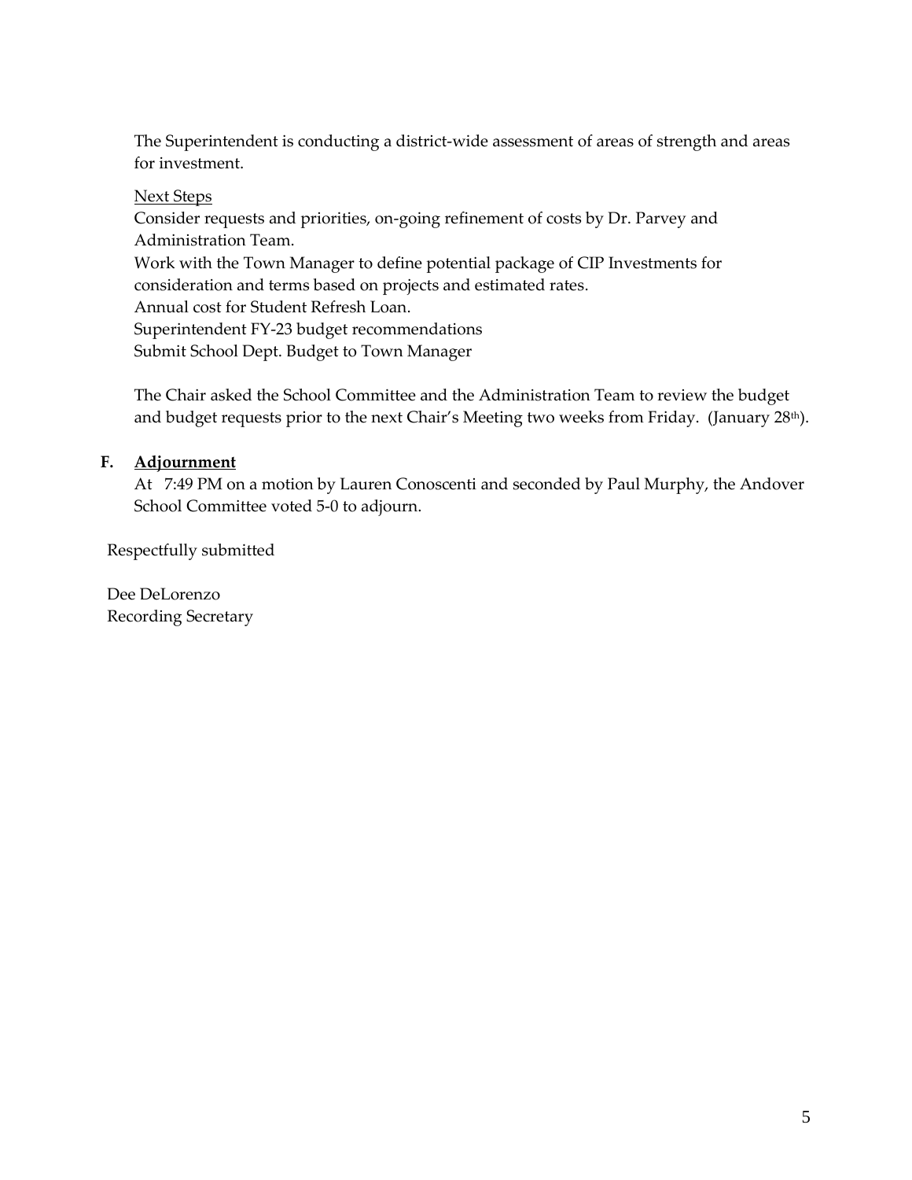The Superintendent is conducting a district-wide assessment of areas of strength and areas for investment.

Next Steps

Consider requests and priorities, on-going refinement of costs by Dr. Parvey and Administration Team.

Work with the Town Manager to define potential package of CIP Investments for consideration and terms based on projects and estimated rates.

Annual cost for Student Refresh Loan.

Superintendent FY-23 budget recommendations

Submit School Dept. Budget to Town Manager

The Chair asked the School Committee and the Administration Team to review the budget and budget requests prior to the next Chair's Meeting two weeks from Friday. (January 28th).

**F. Adjournment**

At 7:49 PM on a motion by Lauren Conoscenti and seconded by Paul Murphy, the Andover School Committee voted 5-0 to adjourn.

Respectfully submitted

Dee DeLorenzo
Recording Secretary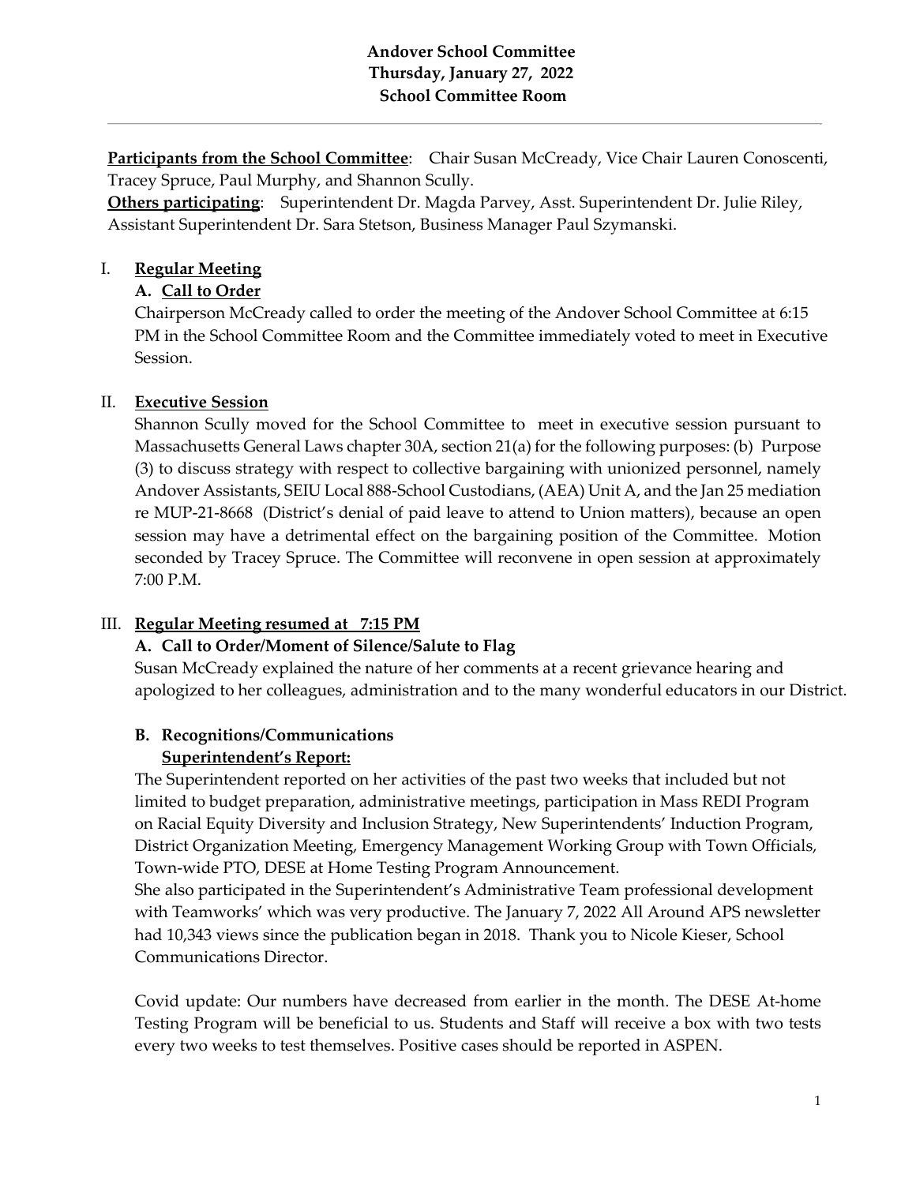**Andover School Committee**
**Thursday, January 27, 2022**
**School Committee Room**

---

**Participants from the School Committee**: Chair Susan McCready, Vice Chair Lauren Conoscenti, Tracey Spruce, Paul Murphy, and Shannon Scully.
**Others participating**: Superintendent Dr. Magda Parvey, Asst. Superintendent Dr. Julie Riley, Assistant Superintendent Dr. Sara Stetson, Business Manager Paul Szymanski.

I. **Regular Meeting**

**A. Call to Order**

Chairperson McCready called to order the meeting of the Andover School Committee at 6:15 PM in the School Committee Room and the Committee immediately voted to meet in Executive Session.

II. **Executive Session**

Shannon Scully moved for the School Committee to meet in executive session pursuant to Massachusetts General Laws chapter 30A, section 21(a) for the following purposes: (b) Purpose (3) to discuss strategy with respect to collective bargaining with unionized personnel, namely Andover Assistants, SEIU Local 888-School Custodians, (AEA) Unit A, and the Jan 25 mediation re MUP-21-8668 (District's denial of paid leave to attend to Union matters), because an open session may have a detrimental effect on the bargaining position of the Committee. Motion seconded by Tracey Spruce. The Committee will reconvene in open session at approximately 7:00 P.M.

III. **Regular Meeting resumed at 7:15 PM**

**A. Call to Order/Moment of Silence/Salute to Flag**

Susan McCready explained the nature of her comments at a recent grievance hearing and apologized to her colleagues, administration and to the many wonderful educators in our District.

**B. Recognitions/Communications**

**Superintendent's Report:**

The Superintendent reported on her activities of the past two weeks that included but not limited to budget preparation, administrative meetings, participation in Mass REDI Program on Racial Equity Diversity and Inclusion Strategy, New Superintendents' Induction Program, District Organization Meeting, Emergency Management Working Group with Town Officials, Town-wide PTO, DESE at Home Testing Program Announcement.
She also participated in the Superintendent's Administrative Team professional development with Teamworks' which was very productive. The January 7, 2022 All Around APS newsletter had 10,343 views since the publication began in 2018. Thank you to Nicole Kieser, School Communications Director.

Covid update: Our numbers have decreased from earlier in the month. The DESE At-home Testing Program will be beneficial to us. Students and Staff will receive a box with two tests every two weeks to test themselves. Positive cases should be reported in ASPEN.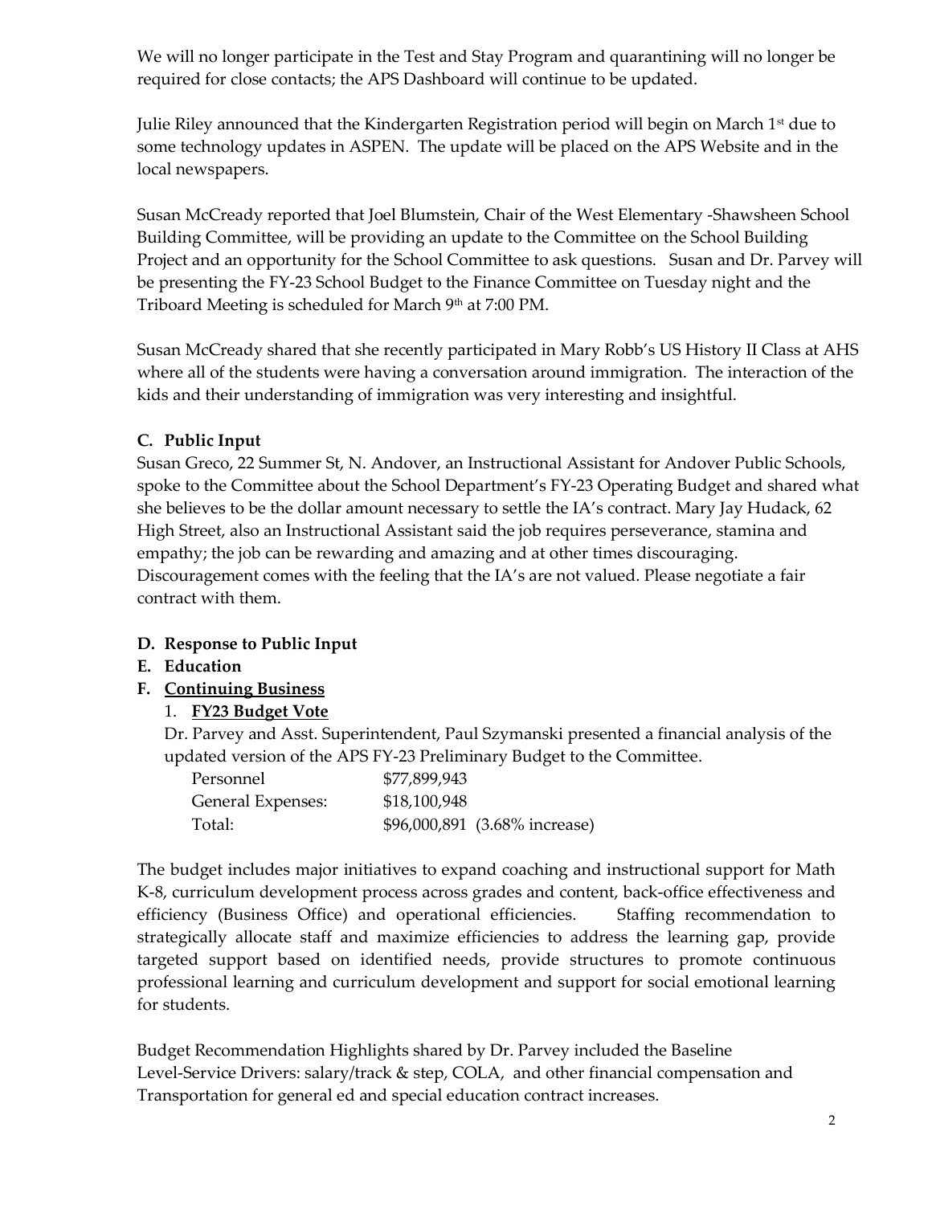We will no longer participate in the Test and Stay Program and quarantining will no longer be required for close contacts; the APS Dashboard will continue to be updated.

Julie Riley announced that the Kindergarten Registration period will begin on March 1st due to some technology updates in ASPEN. The update will be placed on the APS Website and in the local newspapers.

Susan McCready reported that Joel Blumstein, Chair of the West Elementary -Shawsheen School Building Committee, will be providing an update to the Committee on the School Building Project and an opportunity for the School Committee to ask questions. Susan and Dr. Parvey will be presenting the FY-23 School Budget to the Finance Committee on Tuesday night and the Triboard Meeting is scheduled for March 9th at 7:00 PM.

Susan McCready shared that she recently participated in Mary Robb's US History II Class at AHS where all of the students were having a conversation around immigration. The interaction of the kids and their understanding of immigration was very interesting and insightful.

**C. Public Input**

Susan Greco, 22 Summer St, N. Andover, an Instructional Assistant for Andover Public Schools, spoke to the Committee about the School Department's FY-23 Operating Budget and shared what she believes to be the dollar amount necessary to settle the IA's contract. Mary Jay Hudack, 62 High Street, also an Instructional Assistant said the job requires perseverance, stamina and empathy; the job can be rewarding and amazing and at other times discouraging. Discouragement comes with the feeling that the IA's are not valued. Please negotiate a fair contract with them.

**D. Response to Public Input**

**E. Education**

**F. Continuing Business**

1. **FY23 Budget Vote**

Dr. Parvey and Asst. Superintendent, Paul Szymanski presented a financial analysis of the updated version of the APS FY-23 Preliminary Budget to the Committee.

| | |
|---|---|
| Personnel | $77,899,943 |
| General Expenses: | $18,100,948 |
| Total: | $96,000,891 (3.68% increase) |

The budget includes major initiatives to expand coaching and instructional support for Math K-8, curriculum development process across grades and content, back-office effectiveness and efficiency (Business Office) and operational efficiencies. Staffing recommendation to strategically allocate staff and maximize efficiencies to address the learning gap, provide targeted support based on identified needs, provide structures to promote continuous professional learning and curriculum development and support for social emotional learning for students.

Budget Recommendation Highlights shared by Dr. Parvey included the Baseline Level-Service Drivers: salary/track & step, COLA, and other financial compensation and Transportation for general ed and special education contract increases.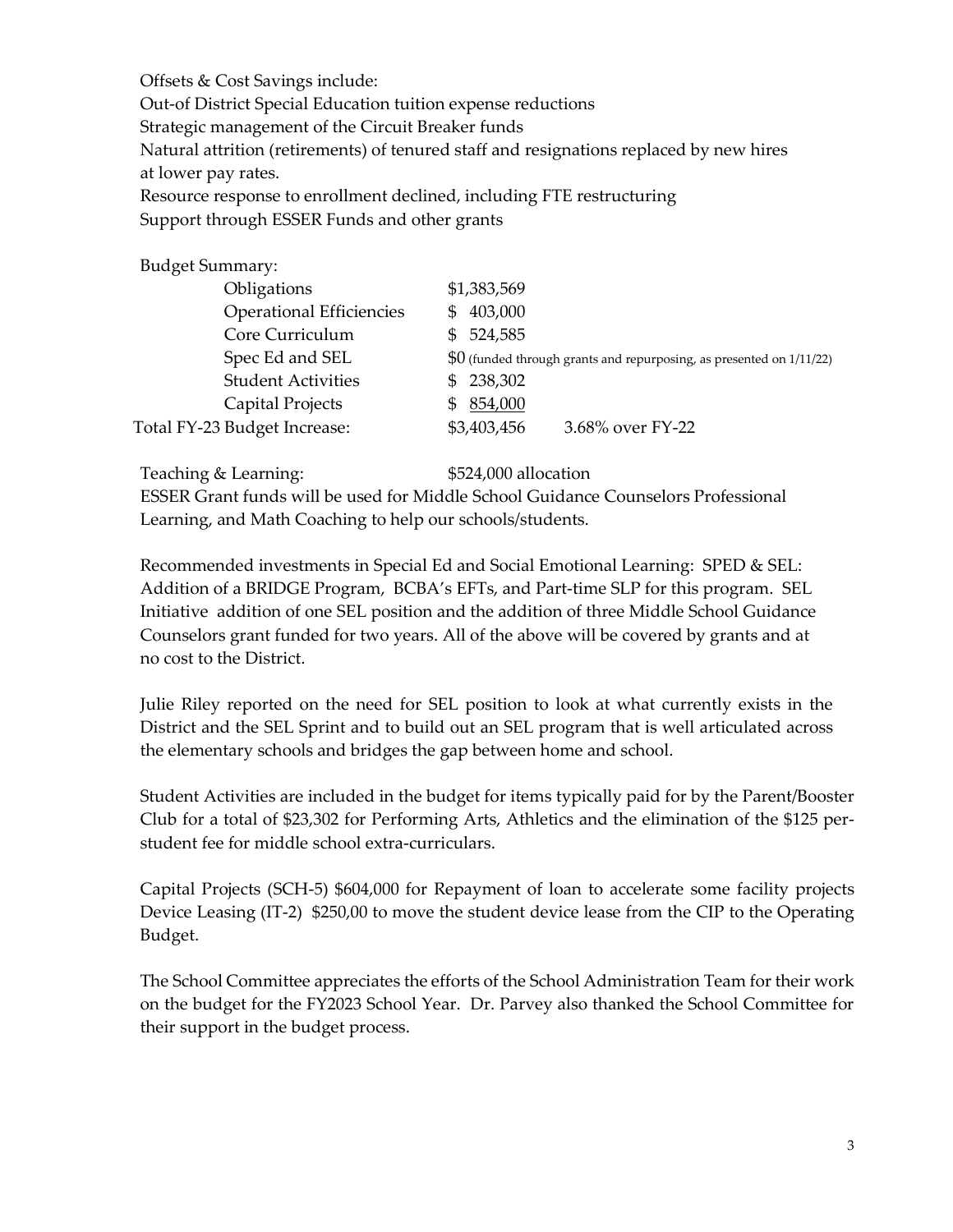Offsets & Cost Savings include:
Out-of District Special Education tuition expense reductions
Strategic management of the Circuit Breaker funds
Natural attrition (retirements) of tenured staff and resignations replaced by new hires at lower pay rates.
Resource response to enrollment declined, including FTE restructuring
Support through ESSER Funds and other grants

Budget Summary:

| | | |
|---|---|---|
| Obligations | $1,383,569 | |
| Operational Efficiencies | $ 403,000 | |
| Core Curriculum | $ 524,585 | |
| Spec Ed and SEL | $0 (funded through grants and repurposing, as presented on 1/11/22) | |
| Student Activities | $ 238,302 | |
| Capital Projects | $ 854,000 | |
| Total FY-23 Budget Increase: | $3,403,456 | 3.68% over FY-22 |

Teaching & Learning: $524,000 allocation
ESSER Grant funds will be used for Middle School Guidance Counselors Professional Learning, and Math Coaching to help our schools/students.

Recommended investments in Special Ed and Social Emotional Learning: SPED & SEL: Addition of a BRIDGE Program, BCBA's EFTs, and Part-time SLP for this program. SEL Initiative addition of one SEL position and the addition of three Middle School Guidance Counselors grant funded for two years. All of the above will be covered by grants and at no cost to the District.

Julie Riley reported on the need for SEL position to look at what currently exists in the District and the SEL Sprint and to build out an SEL program that is well articulated across the elementary schools and bridges the gap between home and school.

Student Activities are included in the budget for items typically paid for by the Parent/Booster Club for a total of $23,302 for Performing Arts, Athletics and the elimination of the $125 per-student fee for middle school extra-curriculars.

Capital Projects (SCH-5) $604,000 for Repayment of loan to accelerate some facility projects Device Leasing (IT-2) $250,00 to move the student device lease from the CIP to the Operating Budget.

The School Committee appreciates the efforts of the School Administration Team for their work on the budget for the FY2023 School Year. Dr. Parvey also thanked the School Committee for their support in the budget process.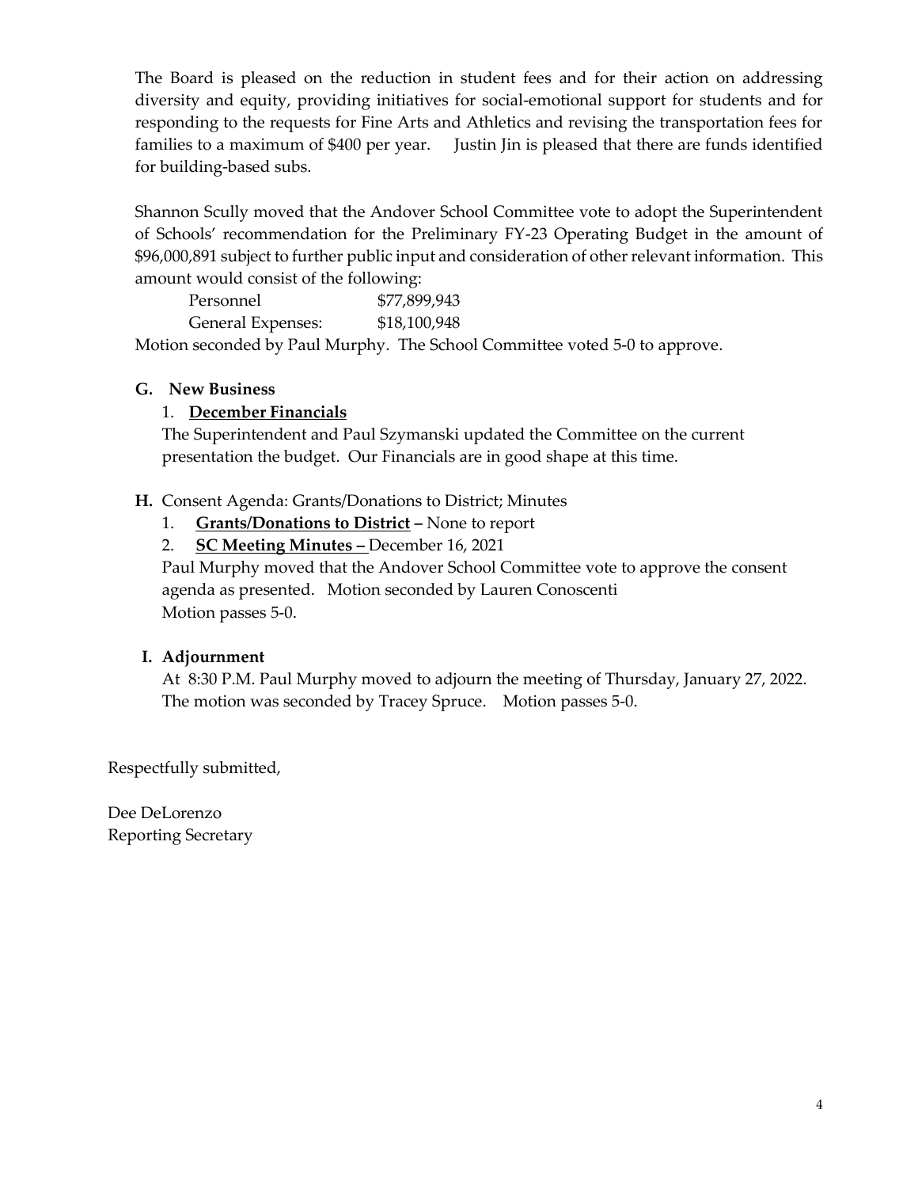The Board is pleased on the reduction in student fees and for their action on addressing diversity and equity, providing initiatives for social-emotional support for students and for responding to the requests for Fine Arts and Athletics and revising the transportation fees for families to a maximum of $400 per year. Justin Jin is pleased that there are funds identified for building-based subs.

Shannon Scully moved that the Andover School Committee vote to adopt the Superintendent of Schools' recommendation for the Preliminary FY-23 Operating Budget in the amount of $96,000,891 subject to further public input and consideration of other relevant information. This amount would consist of the following:

| | |
|---|---|
| Personnel | $77,899,943 |
| General Expenses: | $18,100,948 |

Motion seconded by Paul Murphy. The School Committee voted 5-0 to approve.

**G. New Business**

1. **December Financials**

The Superintendent and Paul Szymanski updated the Committee on the current presentation the budget. Our Financials are in good shape at this time.

**H.** Consent Agenda: Grants/Donations to District; Minutes

1. **Grants/Donations to District –** None to report
2. **SC Meeting Minutes –** December 16, 2021

Paul Murphy moved that the Andover School Committee vote to approve the consent agenda as presented. Motion seconded by Lauren Conoscenti
Motion passes 5-0.

**I. Adjournment**

At 8:30 P.M. Paul Murphy moved to adjourn the meeting of Thursday, January 27, 2022. The motion was seconded by Tracey Spruce. Motion passes 5-0.

Respectfully submitted,

Dee DeLorenzo
Reporting Secretary